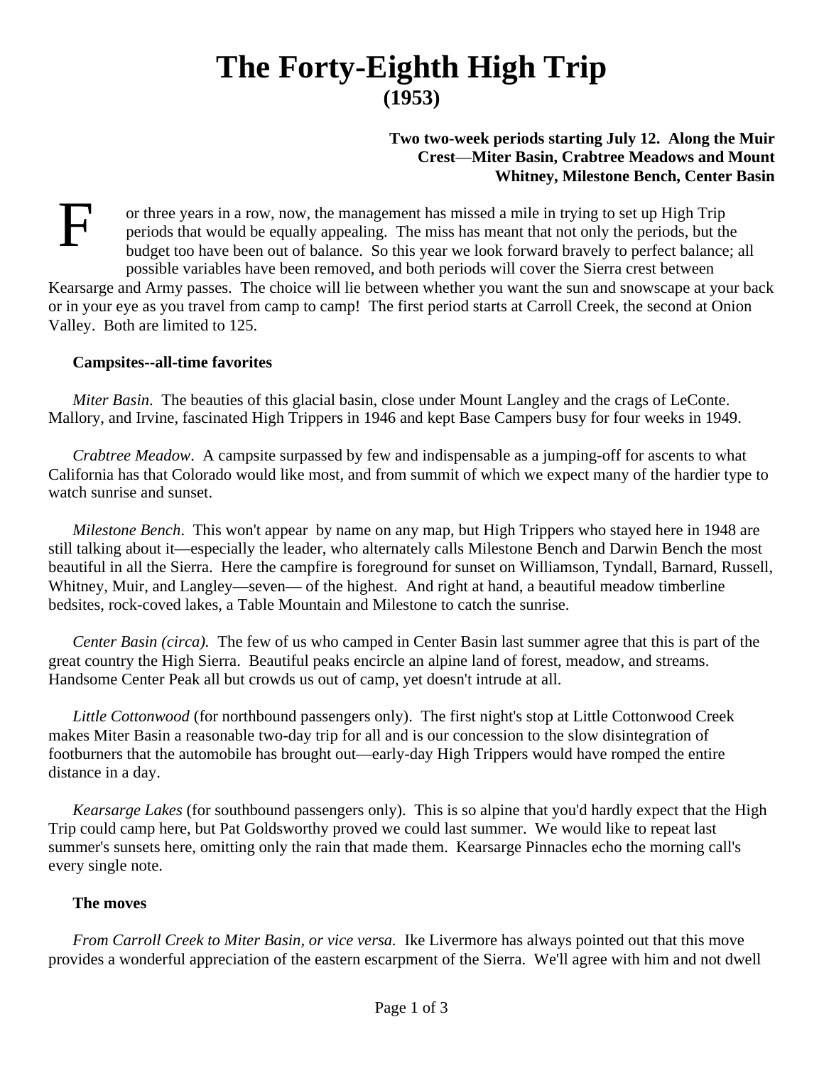# The Forty-Eighth High Trip
## (1953)

**Two two-week periods starting July 12. Along the Muir Crest—Miter Basin, Crabtree Meadows and Mount Whitney, Milestone Bench, Center Basin**

For three years in a row, now, the management has missed a mile in trying to set up High Trip periods that would be equally appealing. The miss has meant that not only the periods, but the budget too have been out of balance. So this year we look forward bravely to perfect balance; all possible variables have been removed, and both periods will cover the Sierra crest between Kearsarge and Army passes. The choice will lie between whether you want the sun and snowscape at your back or in your eye as you travel from camp to camp! The first period starts at Carroll Creek, the second at Onion Valley. Both are limited to 125.

**Campsites--all-time favorites**

*Miter Basin*. The beauties of this glacial basin, close under Mount Langley and the crags of LeConte. Mallory, and Irvine, fascinated High Trippers in 1946 and kept Base Campers busy for four weeks in 1949.

*Crabtree Meadow*. A campsite surpassed by few and indispensable as a jumping-off for ascents to what California has that Colorado would like most, and from summit of which we expect many of the hardier type to watch sunrise and sunset.

*Milestone Bench*. This won't appear by name on any map, but High Trippers who stayed here in 1948 are still talking about it—especially the leader, who alternately calls Milestone Bench and Darwin Bench the most beautiful in all the Sierra. Here the campfire is foreground for sunset on Williamson, Tyndall, Barnard, Russell, Whitney, Muir, and Langley—seven— of the highest. And right at hand, a beautiful meadow timberline bedsites, rock-coved lakes, a Table Mountain and Milestone to catch the sunrise.

*Center Basin (circa).* The few of us who camped in Center Basin last summer agree that this is part of the great country the High Sierra. Beautiful peaks encircle an alpine land of forest, meadow, and streams. Handsome Center Peak all but crowds us out of camp, yet doesn't intrude at all.

*Little Cottonwood* (for northbound passengers only). The first night's stop at Little Cottonwood Creek makes Miter Basin a reasonable two-day trip for all and is our concession to the slow disintegration of footburners that the automobile has brought out—early-day High Trippers would have romped the entire distance in a day.

*Kearsarge Lakes* (for southbound passengers only). This is so alpine that you'd hardly expect that the High Trip could camp here, but Pat Goldsworthy proved we could last summer. We would like to repeat last summer's sunsets here, omitting only the rain that made them. Kearsarge Pinnacles echo the morning call's every single note.

**The moves**

*From Carroll Creek to Miter Basin, or vice versa.* Ike Livermore has always pointed out that this move provides a wonderful appreciation of the eastern escarpment of the Sierra. We'll agree with him and not dwell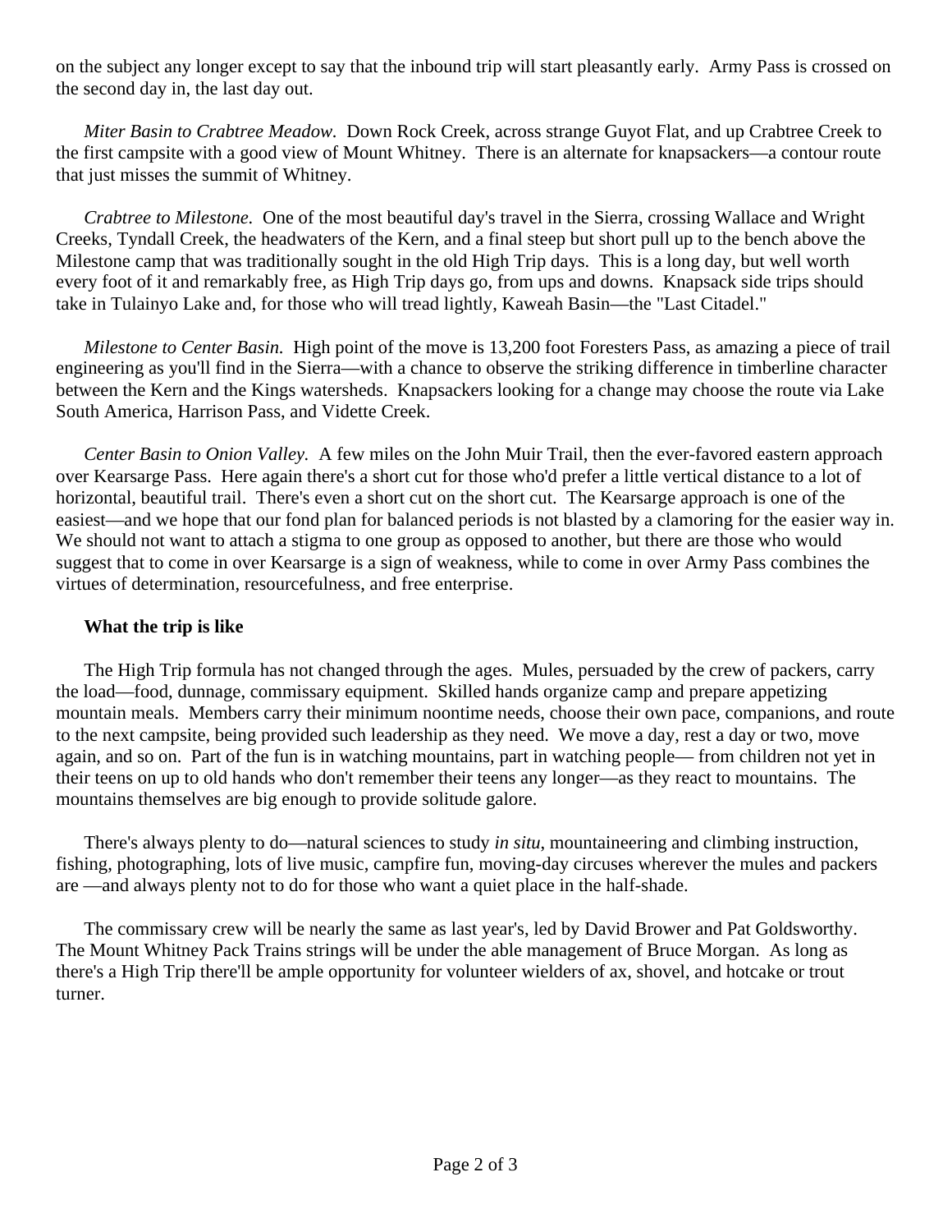on the subject any longer except to say that the inbound trip will start pleasantly early. Army Pass is crossed on the second day in, the last day out.

*Miter Basin to Crabtree Meadow.* Down Rock Creek, across strange Guyot Flat, and up Crabtree Creek to the first campsite with a good view of Mount Whitney. There is an alternate for knapsackers—a contour route that just misses the summit of Whitney.

*Crabtree to Milestone.* One of the most beautiful day's travel in the Sierra, crossing Wallace and Wright Creeks, Tyndall Creek, the headwaters of the Kern, and a final steep but short pull up to the bench above the Milestone camp that was traditionally sought in the old High Trip days. This is a long day, but well worth every foot of it and remarkably free, as High Trip days go, from ups and downs. Knapsack side trips should take in Tulainyo Lake and, for those who will tread lightly, Kaweah Basin—the "Last Citadel."

*Milestone to Center Basin.* High point of the move is 13,200 foot Foresters Pass, as amazing a piece of trail engineering as you'll find in the Sierra—with a chance to observe the striking difference in timberline character between the Kern and the Kings watersheds. Knapsackers looking for a change may choose the route via Lake South America, Harrison Pass, and Vidette Creek.

*Center Basin to Onion Valley.* A few miles on the John Muir Trail, then the ever-favored eastern approach over Kearsarge Pass. Here again there's a short cut for those who'd prefer a little vertical distance to a lot of horizontal, beautiful trail. There's even a short cut on the short cut. The Kearsarge approach is one of the easiest—and we hope that our fond plan for balanced periods is not blasted by a clamoring for the easier way in. We should not want to attach a stigma to one group as opposed to another, but there are those who would suggest that to come in over Kearsarge is a sign of weakness, while to come in over Army Pass combines the virtues of determination, resourcefulness, and free enterprise.

**What the trip is like**

The High Trip formula has not changed through the ages. Mules, persuaded by the crew of packers, carry the load—food, dunnage, commissary equipment. Skilled hands organize camp and prepare appetizing mountain meals. Members carry their minimum noontime needs, choose their own pace, companions, and route to the next campsite, being provided such leadership as they need. We move a day, rest a day or two, move again, and so on. Part of the fun is in watching mountains, part in watching people— from children not yet in their teens on up to old hands who don't remember their teens any longer—as they react to mountains. The mountains themselves are big enough to provide solitude galore.

There's always plenty to do—natural sciences to study *in situ*, mountaineering and climbing instruction, fishing, photographing, lots of live music, campfire fun, moving-day circuses wherever the mules and packers are —and always plenty not to do for those who want a quiet place in the half-shade.

The commissary crew will be nearly the same as last year's, led by David Brower and Pat Goldsworthy. The Mount Whitney Pack Trains strings will be under the able management of Bruce Morgan. As long as there's a High Trip there'll be ample opportunity for volunteer wielders of ax, shovel, and hotcake or trout turner.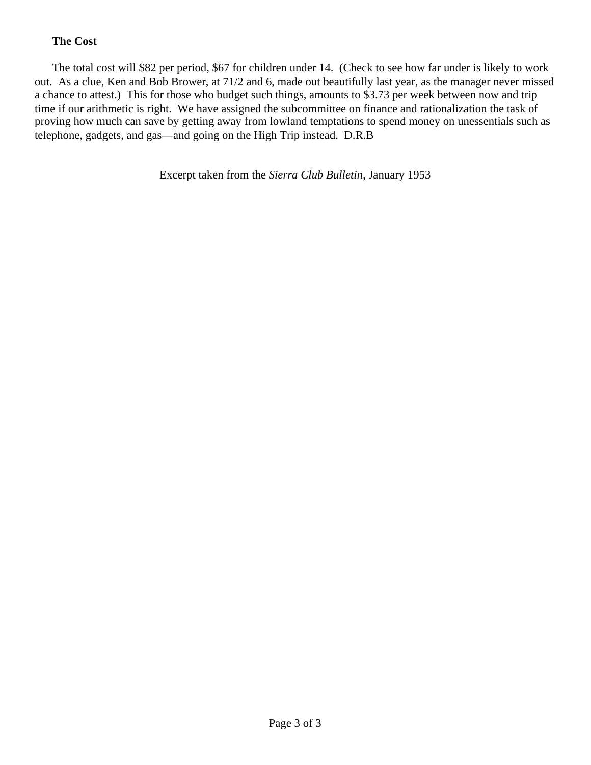**The Cost**

The total cost will $82 per period, $67 for children under 14. (Check to see how far under is likely to work out. As a clue, Ken and Bob Brower, at 71/2 and 6, made out beautifully last year, as the manager never missed a chance to attest.) This for those who budget such things, amounts to $3.73 per week between now and trip time if our arithmetic is right. We have assigned the subcommittee on finance and rationalization the task of proving how much can save by getting away from lowland temptations to spend money on unessentials such as telephone, gadgets, and gas—and going on the High Trip instead. D.R.B

Excerpt taken from the *Sierra Club Bulletin*, January 1953